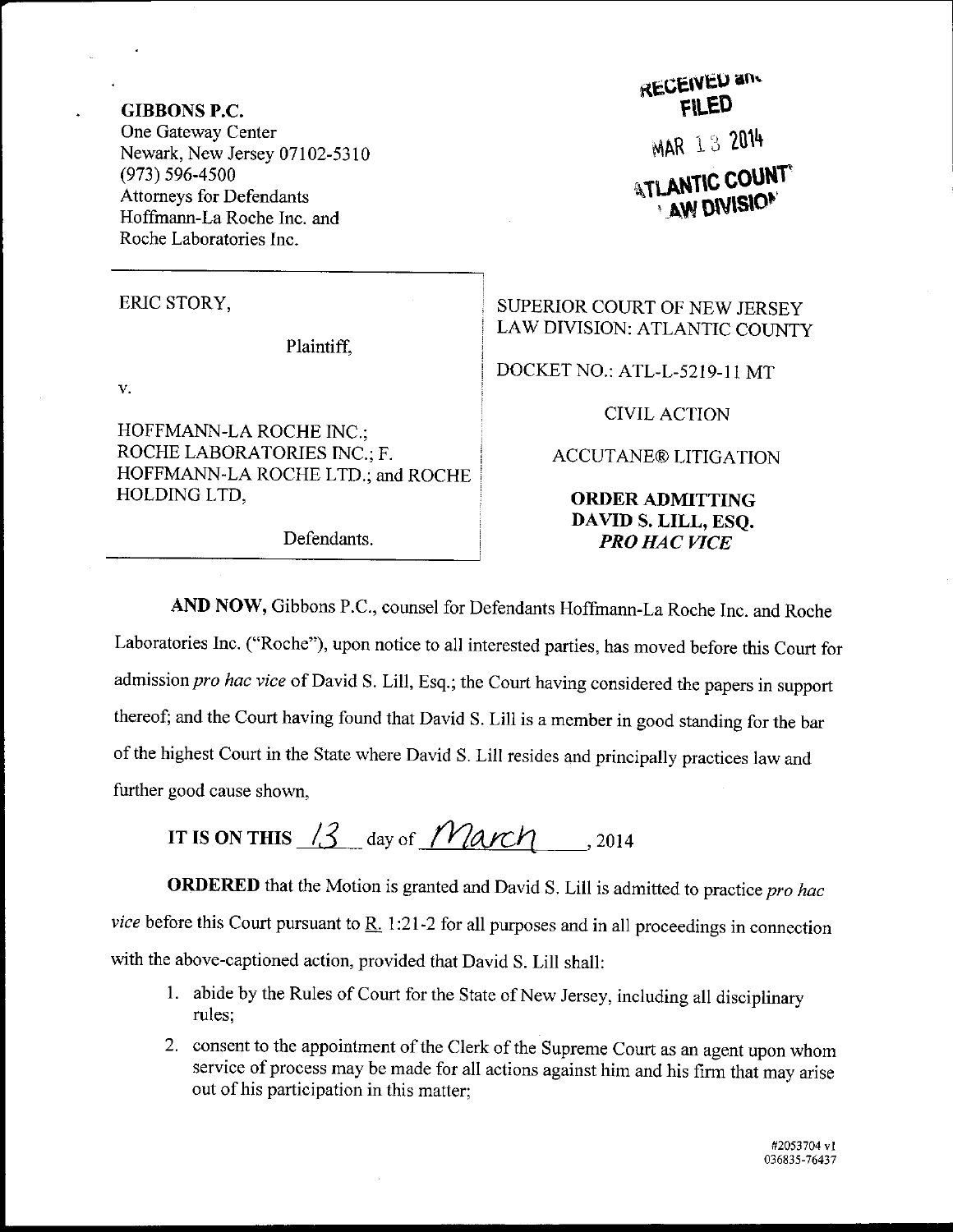**GIBBONS P.C.**
One Gateway Center
Newark, New Jersey 07102-5310
(973) 596-4500
Attorneys for Defendants
Hoffmann-La Roche Inc. and
Roche Laboratories Inc.

RECEIVED and
FILED
MAR 13 2014
ATLANTIC COUNTY
LAW DIVISION

ERIC STORY,

Plaintiff,

v.

HOFFMANN-LA ROCHE INC.; ROCHE LABORATORIES INC.; F. HOFFMANN-LA ROCHE LTD.; and ROCHE HOLDING LTD,

Defendants.

SUPERIOR COURT OF NEW JERSEY
LAW DIVISION: ATLANTIC COUNTY

DOCKET NO.: ATL-L-5219-11 MT

CIVIL ACTION

ACCUTANE® LITIGATION

**ORDER ADMITTING DAVID S. LILL, ESQ. *PRO HAC VICE***

**AND NOW,** Gibbons P.C., counsel for Defendants Hoffmann-La Roche Inc. and Roche Laboratories Inc. ("Roche"), upon notice to all interested parties, has moved before this Court for admission *pro hac vice* of David S. Lill, Esq.; the Court having considered the papers in support thereof; and the Court having found that David S. Lill is a member in good standing for the bar of the highest Court in the State where David S. Lill resides and principally practices law and further good cause shown,

**IT IS ON THIS** 13 day of March, 2014

**ORDERED** that the Motion is granted and David S. Lill is admitted to practice *pro hac vice* before this Court pursuant to R. 1:21-2 for all purposes and in all proceedings in connection with the above-captioned action, provided that David S. Lill shall:

1. abide by the Rules of Court for the State of New Jersey, including all disciplinary rules;
2. consent to the appointment of the Clerk of the Supreme Court as an agent upon whom service of process may be made for all actions against him and his firm that may arise out of his participation in this matter;

#2053704 v1
036835-76437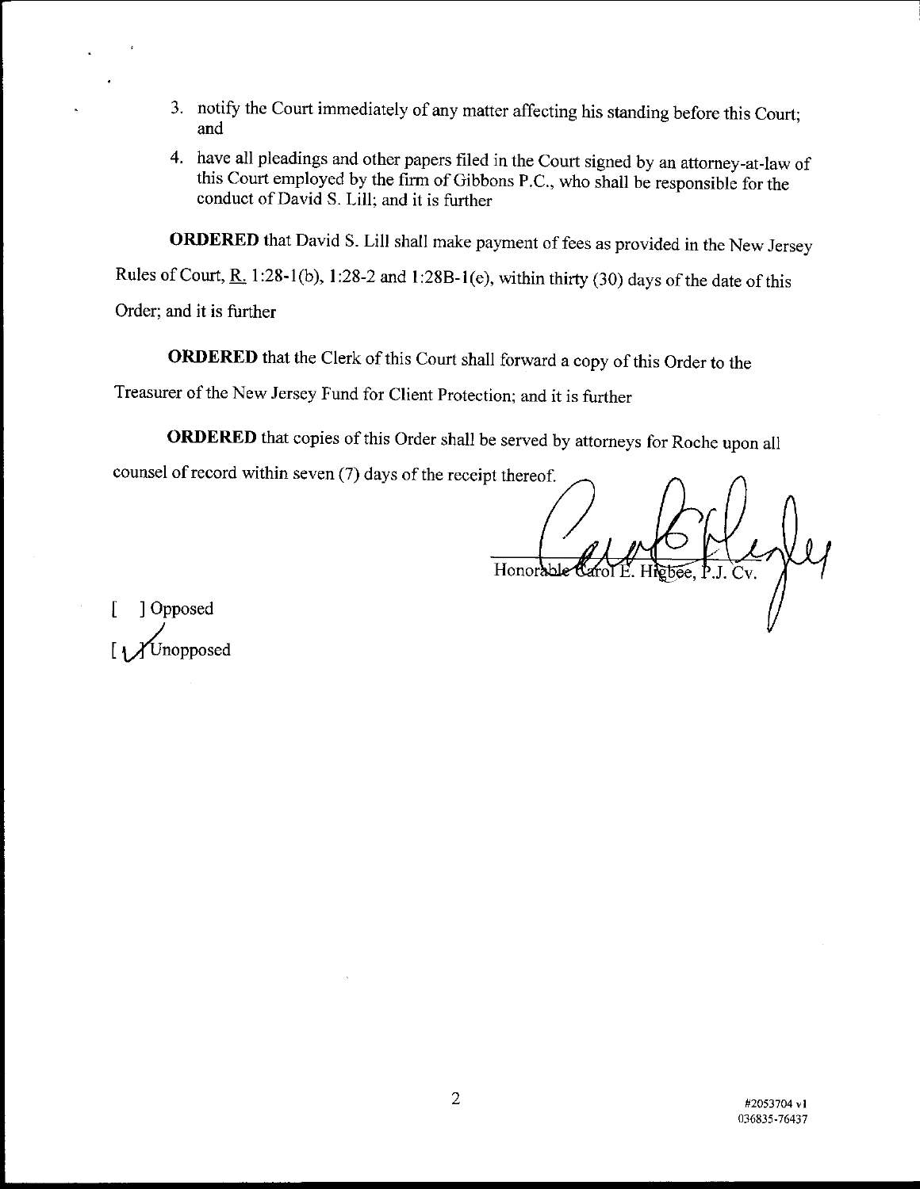3. notify the Court immediately of any matter affecting his standing before this Court; and

4. have all pleadings and other papers filed in the Court signed by an attorney-at-law of this Court employed by the firm of Gibbons P.C., who shall be responsible for the conduct of David S. Lill; and it is further

**ORDERED** that David S. Lill shall make payment of fees as provided in the New Jersey Rules of Court, R. 1:28-1(b), 1:28-2 and 1:28B-1(e), within thirty (30) days of the date of this Order; and it is further

**ORDERED** that the Clerk of this Court shall forward a copy of this Order to the Treasurer of the New Jersey Fund for Client Protection; and it is further

**ORDERED** that copies of this Order shall be served by attorneys for Roche upon all counsel of record within seven (7) days of the receipt thereof.

Honorable Carol E. Higbee, P.J. Cv.

[ ] Opposed

[ ✓ ] Unopposed

#2053704 v1
036835-76437